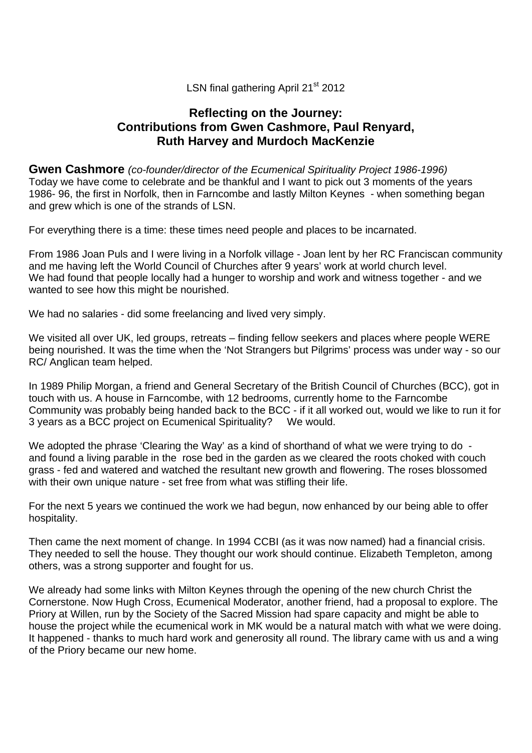LSN final gathering April 21st 2012

## Reflecting on the Journey: Contributions from Gwen Cashmore, Paul Renyard, Ruth Harvey and Murdoch MacKenzie

**Gwen Cashmore** *(co-founder/director of the Ecumenical Spirituality Project 1986-1996)*
Today we have come to celebrate and be thankful and I want to pick out 3 moments of the years 1986- 96, the first in Norfolk, then in Farncombe and lastly Milton Keynes - when something began and grew which is one of the strands of LSN.

For everything there is a time: these times need people and places to be incarnated.

From 1986 Joan Puls and I were living in a Norfolk village - Joan lent by her RC Franciscan community and me having left the World Council of Churches after 9 years' work at world church level. We had found that people locally had a hunger to worship and work and witness together - and we wanted to see how this might be nourished.

We had no salaries - did some freelancing and lived very simply.

We visited all over UK, led groups, retreats – finding fellow seekers and places where people WERE being nourished. It was the time when the 'Not Strangers but Pilgrims' process was under way - so our RC/ Anglican team helped.

In 1989 Philip Morgan, a friend and General Secretary of the British Council of Churches (BCC), got in touch with us. A house in Farncombe, with 12 bedrooms, currently home to the Farncombe Community was probably being handed back to the BCC - if it all worked out, would we like to run it for 3 years as a BCC project on Ecumenical Spirituality? We would.

We adopted the phrase 'Clearing the Way' as a kind of shorthand of what we were trying to do - and found a living parable in the rose bed in the garden as we cleared the roots choked with couch grass - fed and watered and watched the resultant new growth and flowering. The roses blossomed with their own unique nature - set free from what was stifling their life.

For the next 5 years we continued the work we had begun, now enhanced by our being able to offer hospitality.

Then came the next moment of change. In 1994 CCBI (as it was now named) had a financial crisis. They needed to sell the house. They thought our work should continue. Elizabeth Templeton, among others, was a strong supporter and fought for us.

We already had some links with Milton Keynes through the opening of the new church Christ the Cornerstone. Now Hugh Cross, Ecumenical Moderator, another friend, had a proposal to explore. The Priory at Willen, run by the Society of the Sacred Mission had spare capacity and might be able to house the project while the ecumenical work in MK would be a natural match with what we were doing. It happened - thanks to much hard work and generosity all round. The library came with us and a wing of the Priory became our new home.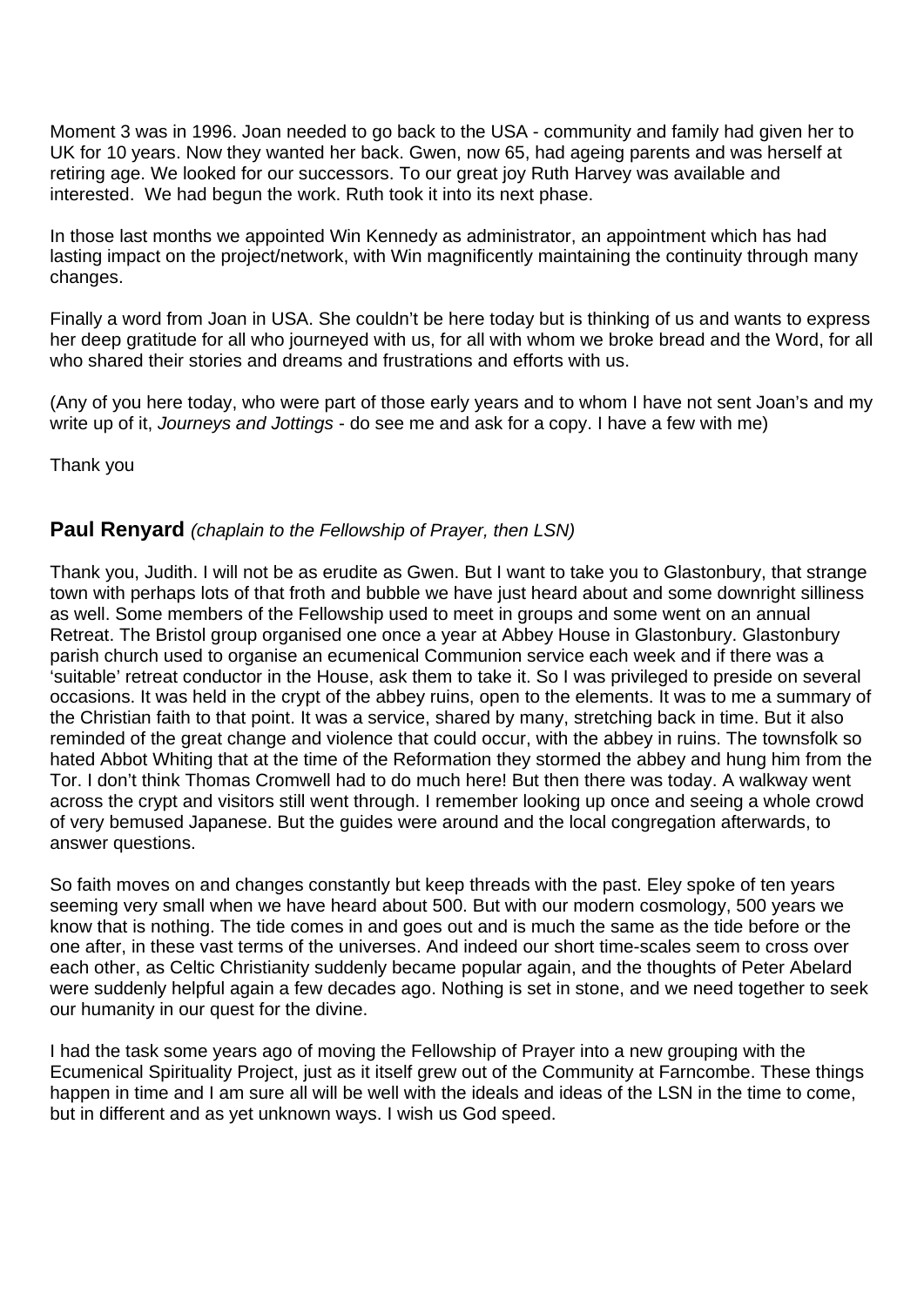Moment 3 was in 1996. Joan needed to go back to the USA - community and family had given her to UK for 10 years. Now they wanted her back. Gwen, now 65, had ageing parents and was herself at retiring age. We looked for our successors. To our great joy Ruth Harvey was available and interested.  We had begun the work. Ruth took it into its next phase.

In those last months we appointed Win Kennedy as administrator, an appointment which has had lasting impact on the project/network, with Win magnificently maintaining the continuity through many changes.

Finally a word from Joan in USA. She couldn't be here today but is thinking of us and wants to express her deep gratitude for all who journeyed with us, for all with whom we broke bread and the Word, for all who shared their stories and dreams and frustrations and efforts with us.

(Any of you here today, who were part of those early years and to whom I have not sent Joan's and my write up of it, *Journeys and Jottings* - do see me and ask for a copy. I have a few with me)

Thank you

## **Paul Renyard** *(chaplain to the Fellowship of Prayer, then LSN)*

Thank you, Judith. I will not be as erudite as Gwen. But I want to take you to Glastonbury, that strange town with perhaps lots of that froth and bubble we have just heard about and some downright silliness as well. Some members of the Fellowship used to meet in groups and some went on an annual Retreat. The Bristol group organised one once a year at Abbey House in Glastonbury. Glastonbury parish church used to organise an ecumenical Communion service each week and if there was a 'suitable' retreat conductor in the House, ask them to take it. So I was privileged to preside on several occasions. It was held in the crypt of the abbey ruins, open to the elements. It was to me a summary of the Christian faith to that point. It was a service, shared by many, stretching back in time. But it also reminded of the great change and violence that could occur, with the abbey in ruins. The townsfolk so hated Abbot Whiting that at the time of the Reformation they stormed the abbey and hung him from the Tor. I don't think Thomas Cromwell had to do much here! But then there was today. A walkway went across the crypt and visitors still went through. I remember looking up once and seeing a whole crowd of very bemused Japanese. But the guides were around and the local congregation afterwards, to answer questions.

So faith moves on and changes constantly but keep threads with the past. Eley spoke of ten years seeming very small when we have heard about 500. But with our modern cosmology, 500 years we know that is nothing. The tide comes in and goes out and is much the same as the tide before or the one after, in these vast terms of the universes. And indeed our short time-scales seem to cross over each other, as Celtic Christianity suddenly became popular again, and the thoughts of Peter Abelard were suddenly helpful again a few decades ago. Nothing is set in stone, and we need together to seek our humanity in our quest for the divine.

I had the task some years ago of moving the Fellowship of Prayer into a new grouping with the Ecumenical Spirituality Project, just as it itself grew out of the Community at Farncombe. These things happen in time and I am sure all will be well with the ideals and ideas of the LSN in the time to come, but in different and as yet unknown ways. I wish us God speed.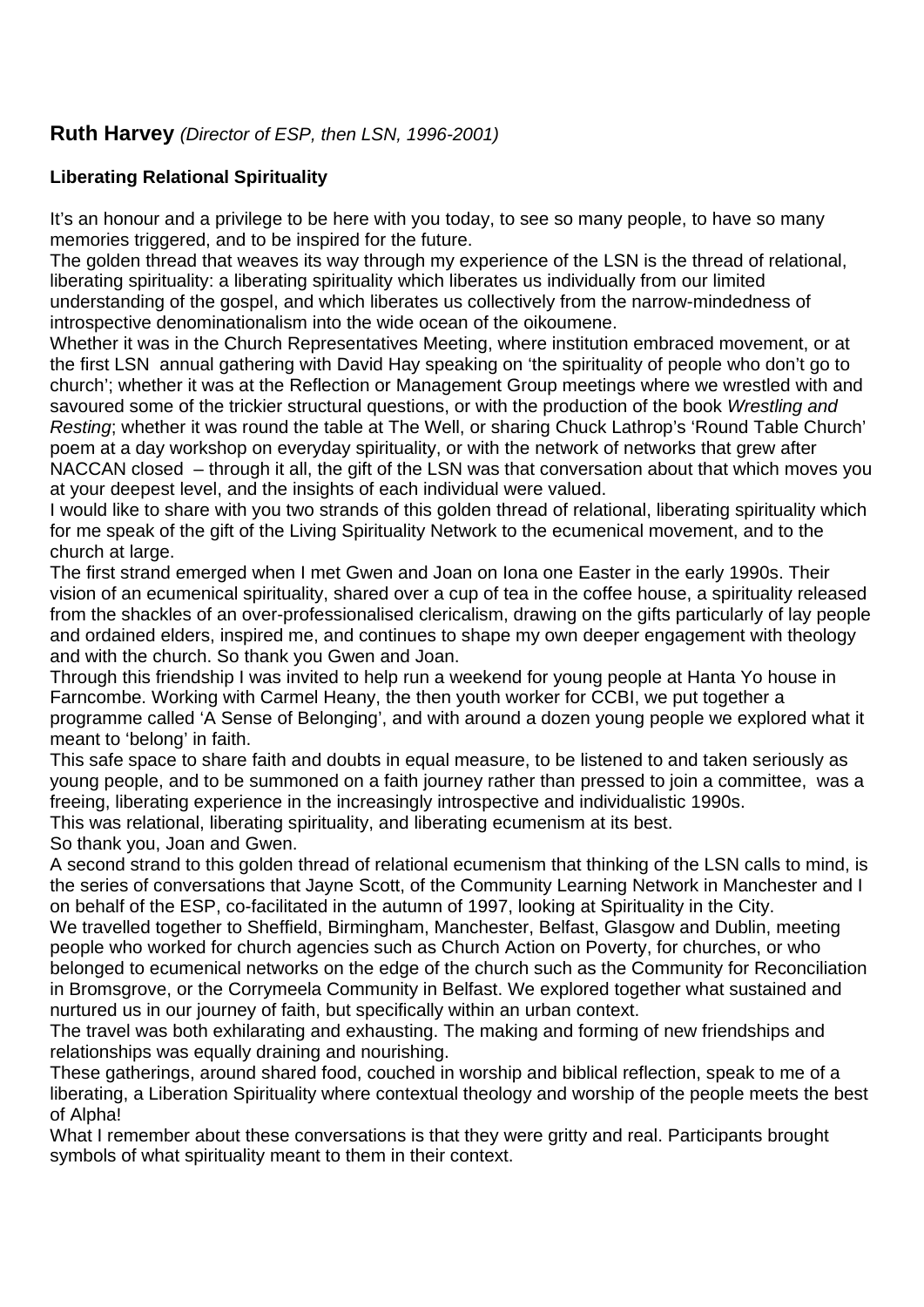## **Ruth Harvey** *(Director of ESP, then LSN, 1996-2001)*

### **Liberating Relational Spirituality**

It's an honour and a privilege to be here with you today, to see so many people, to have so many memories triggered, and to be inspired for the future.

The golden thread that weaves its way through my experience of the LSN is the thread of relational, liberating spirituality: a liberating spirituality which liberates us individually from our limited understanding of the gospel, and which liberates us collectively from the narrow-mindedness of introspective denominationalism into the wide ocean of the oikoumene.

Whether it was in the Church Representatives Meeting, where institution embraced movement, or at the first LSN annual gathering with David Hay speaking on 'the spirituality of people who don't go to church'; whether it was at the Reflection or Management Group meetings where we wrestled with and savoured some of the trickier structural questions, or with the production of the book *Wrestling and Resting*; whether it was round the table at The Well, or sharing Chuck Lathrop's 'Round Table Church' poem at a day workshop on everyday spirituality, or with the network of networks that grew after NACCAN closed – through it all, the gift of the LSN was that conversation about that which moves you at your deepest level, and the insights of each individual were valued.

I would like to share with you two strands of this golden thread of relational, liberating spirituality which for me speak of the gift of the Living Spirituality Network to the ecumenical movement, and to the church at large.

The first strand emerged when I met Gwen and Joan on Iona one Easter in the early 1990s. Their vision of an ecumenical spirituality, shared over a cup of tea in the coffee house, a spirituality released from the shackles of an over-professionalised clericalism, drawing on the gifts particularly of lay people and ordained elders, inspired me, and continues to shape my own deeper engagement with theology and with the church. So thank you Gwen and Joan.

Through this friendship I was invited to help run a weekend for young people at Hanta Yo house in Farncombe. Working with Carmel Heany, the then youth worker for CCBI, we put together a programme called 'A Sense of Belonging', and with around a dozen young people we explored what it meant to 'belong' in faith.

This safe space to share faith and doubts in equal measure, to be listened to and taken seriously as young people, and to be summoned on a faith journey rather than pressed to join a committee, was a freeing, liberating experience in the increasingly introspective and individualistic 1990s.

This was relational, liberating spirituality, and liberating ecumenism at its best.

So thank you, Joan and Gwen.

A second strand to this golden thread of relational ecumenism that thinking of the LSN calls to mind, is the series of conversations that Jayne Scott, of the Community Learning Network in Manchester and I on behalf of the ESP, co-facilitated in the autumn of 1997, looking at Spirituality in the City.

We travelled together to Sheffield, Birmingham, Manchester, Belfast, Glasgow and Dublin, meeting people who worked for church agencies such as Church Action on Poverty, for churches, or who belonged to ecumenical networks on the edge of the church such as the Community for Reconciliation in Bromsgrove, or the Corrymeela Community in Belfast. We explored together what sustained and nurtured us in our journey of faith, but specifically within an urban context.

The travel was both exhilarating and exhausting. The making and forming of new friendships and relationships was equally draining and nourishing.

These gatherings, around shared food, couched in worship and biblical reflection, speak to me of a liberating, a Liberation Spirituality where contextual theology and worship of the people meets the best of Alpha!

What I remember about these conversations is that they were gritty and real. Participants brought symbols of what spirituality meant to them in their context.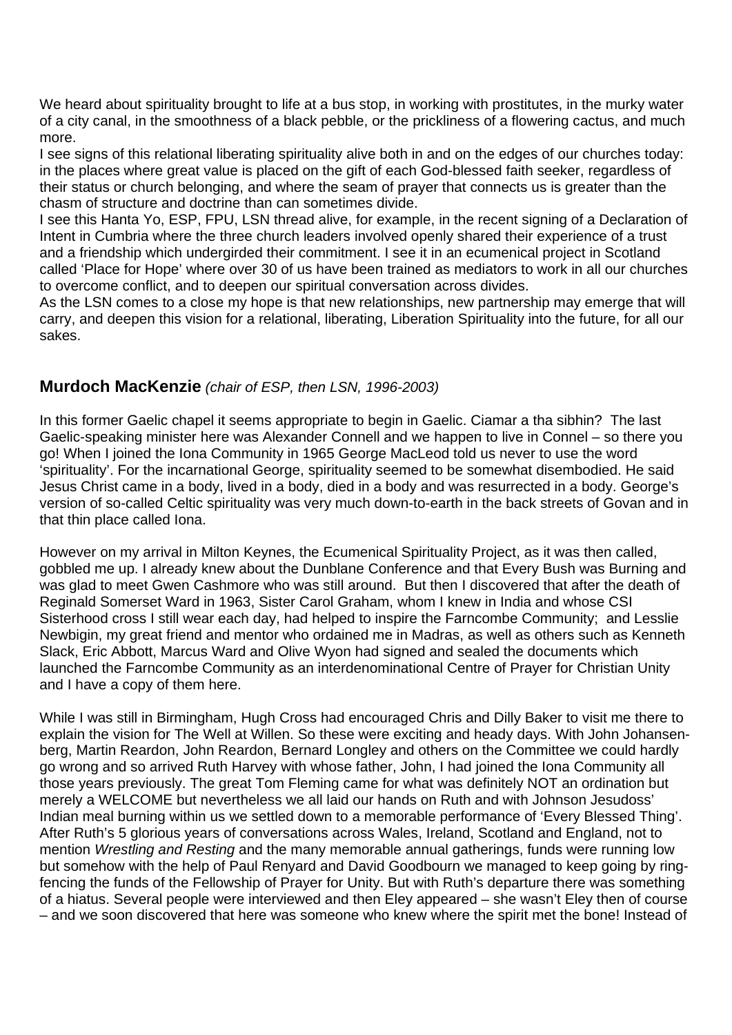We heard about spirituality brought to life at a bus stop, in working with prostitutes, in the murky water of a city canal, in the smoothness of a black pebble, or the prickliness of a flowering cactus, and much more.

I see signs of this relational liberating spirituality alive both in and on the edges of our churches today: in the places where great value is placed on the gift of each God-blessed faith seeker, regardless of their status or church belonging, and where the seam of prayer that connects us is greater than the chasm of structure and doctrine than can sometimes divide.

I see this Hanta Yo, ESP, FPU, LSN thread alive, for example, in the recent signing of a Declaration of Intent in Cumbria where the three church leaders involved openly shared their experience of a trust and a friendship which undergirded their commitment. I see it in an ecumenical project in Scotland called 'Place for Hope' where over 30 of us have been trained as mediators to work in all our churches to overcome conflict, and to deepen our spiritual conversation across divides.

As the LSN comes to a close my hope is that new relationships, new partnership may emerge that will carry, and deepen this vision for a relational, liberating, Liberation Spirituality into the future, for all our sakes.

## **Murdoch MacKenzie** *(chair of ESP, then LSN, 1996-2003)*

In this former Gaelic chapel it seems appropriate to begin in Gaelic. Ciamar a tha sibhin? The last Gaelic-speaking minister here was Alexander Connell and we happen to live in Connel – so there you go! When I joined the Iona Community in 1965 George MacLeod told us never to use the word 'spirituality'. For the incarnational George, spirituality seemed to be somewhat disembodied. He said Jesus Christ came in a body, lived in a body, died in a body and was resurrected in a body. George's version of so-called Celtic spirituality was very much down-to-earth in the back streets of Govan and in that thin place called Iona.

However on my arrival in Milton Keynes, the Ecumenical Spirituality Project, as it was then called, gobbled me up. I already knew about the Dunblane Conference and that Every Bush was Burning and was glad to meet Gwen Cashmore who was still around. But then I discovered that after the death of Reginald Somerset Ward in 1963, Sister Carol Graham, whom I knew in India and whose CSI Sisterhood cross I still wear each day, had helped to inspire the Farncombe Community; and Lesslie Newbigin, my great friend and mentor who ordained me in Madras, as well as others such as Kenneth Slack, Eric Abbott, Marcus Ward and Olive Wyon had signed and sealed the documents which launched the Farncombe Community as an interdenominational Centre of Prayer for Christian Unity and I have a copy of them here.

While I was still in Birmingham, Hugh Cross had encouraged Chris and Dilly Baker to visit me there to explain the vision for The Well at Willen. So these were exciting and heady days. With John Johansen-berg, Martin Reardon, John Reardon, Bernard Longley and others on the Committee we could hardly go wrong and so arrived Ruth Harvey with whose father, John, I had joined the Iona Community all those years previously. The great Tom Fleming came for what was definitely NOT an ordination but merely a WELCOME but nevertheless we all laid our hands on Ruth and with Johnson Jesudoss' Indian meal burning within us we settled down to a memorable performance of 'Every Blessed Thing'. After Ruth's 5 glorious years of conversations across Wales, Ireland, Scotland and England, not to mention *Wrestling and Resting* and the many memorable annual gatherings, funds were running low but somehow with the help of Paul Renyard and David Goodbourn we managed to keep going by ring-fencing the funds of the Fellowship of Prayer for Unity. But with Ruth's departure there was something of a hiatus. Several people were interviewed and then Eley appeared – she wasn't Eley then of course – and we soon discovered that here was someone who knew where the spirit met the bone! Instead of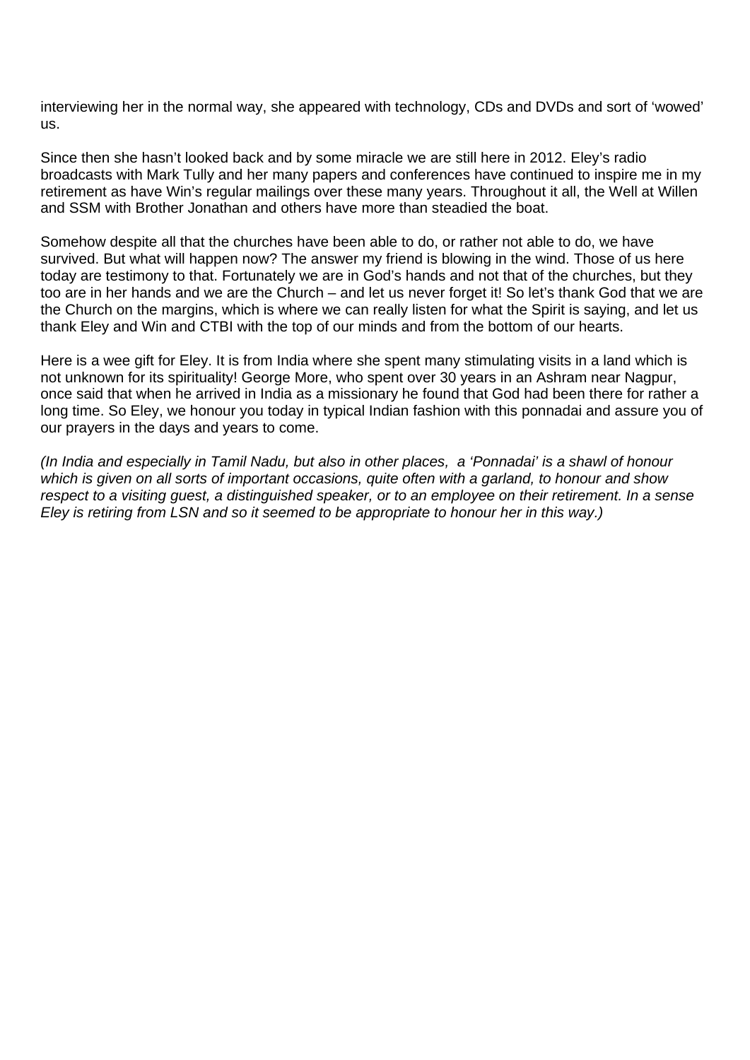interviewing her in the normal way, she appeared with technology, CDs and DVDs and sort of 'wowed' us.

Since then she hasn't looked back and by some miracle we are still here in 2012. Eley's radio broadcasts with Mark Tully and her many papers and conferences have continued to inspire me in my retirement as have Win's regular mailings over these many years. Throughout it all, the Well at Willen and SSM with Brother Jonathan and others have more than steadied the boat.

Somehow despite all that the churches have been able to do, or rather not able to do, we have survived. But what will happen now? The answer my friend is blowing in the wind. Those of us here today are testimony to that. Fortunately we are in God's hands and not that of the churches, but they too are in her hands and we are the Church – and let us never forget it! So let's thank God that we are the Church on the margins, which is where we can really listen for what the Spirit is saying, and let us thank Eley and Win and CTBI with the top of our minds and from the bottom of our hearts.

Here is a wee gift for Eley. It is from India where she spent many stimulating visits in a land which is not unknown for its spirituality! George More, who spent over 30 years in an Ashram near Nagpur, once said that when he arrived in India as a missionary he found that God had been there for rather a long time. So Eley, we honour you today in typical Indian fashion with this ponnadai and assure you of our prayers in the days and years to come.

*(In India and especially in Tamil Nadu, but also in other places, a 'Ponnadai' is a shawl of honour which is given on all sorts of important occasions, quite often with a garland, to honour and show respect to a visiting guest, a distinguished speaker, or to an employee on their retirement. In a sense Eley is retiring from LSN and so it seemed to be appropriate to honour her in this way.)*